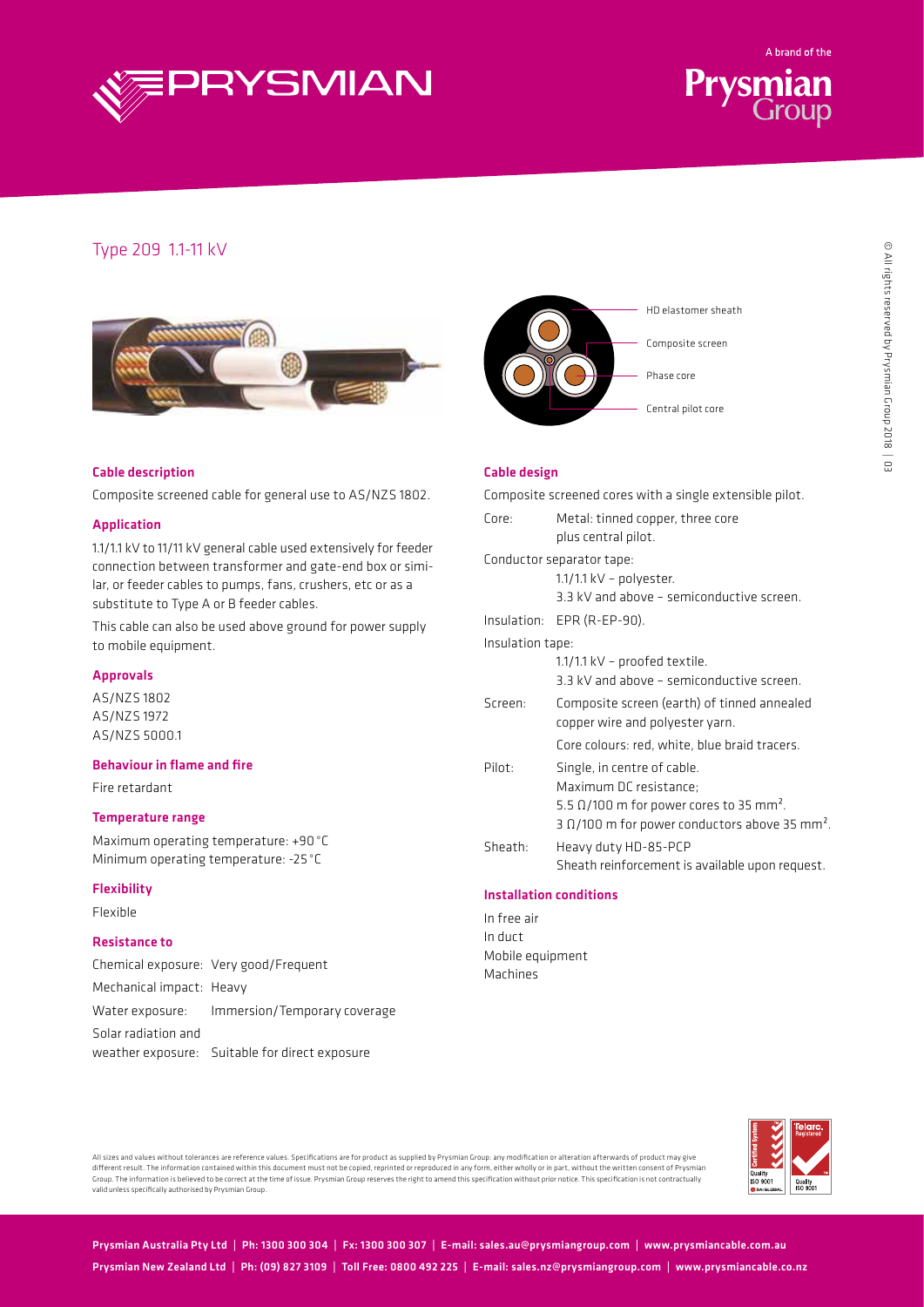# Type 209 1.1-11 kV

HD elastomer sheath

Composite screen

Phase core

Central pilot core

## Cable description

Composite screened cable for general use to AS/NZS 1802.

## Application

1.1/1.1 kV to 11/11 kV general cable used extensively for feeder connection between transformer and gate-end box or similar, or feeder cables to pumps, fans, crushers, etc or as a substitute to Type A or B feeder cables.

This cable can also be used above ground for power supply to mobile equipment.

## Approvals

AS/NZS 1802
AS/NZS 1972
AS/NZS 5000.1

## Behaviour in flame and fire

Fire retardant

## Temperature range

Maximum operating temperature: +90 °C
Minimum operating temperature: -25 °C

## Flexibility

Flexible

## Resistance to

Chemical exposure: Very good/Frequent
Mechanical impact: Heavy
Water exposure: Immersion/Temporary coverage
Solar radiation and weather exposure: Suitable for direct exposure

## Cable design

Composite screened cores with a single extensible pilot.

Core: Metal: tinned copper, three core plus central pilot.

Conductor separator tape:
1.1/1.1 kV – polyester.
3.3 kV and above – semiconductive screen.

Insulation: EPR (R-EP-90).

Insulation tape:
1.1/1.1 kV – proofed textile.
3.3 kV and above – semiconductive screen.

Screen: Composite screen (earth) of tinned annealed copper wire and polyester yarn.
Core colours: red, white, blue braid tracers.

Pilot: Single, in centre of cable.
Maximum DC resistance;
5.5 Ω/100 m for power cores to 35 mm².
3 Ω/100 m for power conductors above 35 mm².

Sheath: Heavy duty HD-85-PCP
Sheath reinforcement is available upon request.

## Installation conditions

In free air
In duct
Mobile equipment
Machines

All sizes and values without tolerances are reference values. Specifications are for product as supplied by Prysmian Group: any modification or alteration afterwards of product may give different result. The information contained within this document must not be copied, reprinted or reproduced in any form, either wholly or in part, without the written consent of Prysmian Group. The information is believed to be correct at the time of issue. Prysmian Group reserves the right to amend this specification without prior notice. This specification is not contractually valid unless specifically authorised by Prysmian Group.

Prysmian Australia Pty Ltd | Ph: 1300 300 304 | Fx: 1300 300 307 | E-mail: sales.au@prysmiangroup.com | www.prysmiancable.com.au

Prysmian New Zealand Ltd | Ph: (09) 827 3109 | Toll Free: 0800 492 225 | E-mail: sales.nz@prysmiangroup.com | www.prysmiancable.co.nz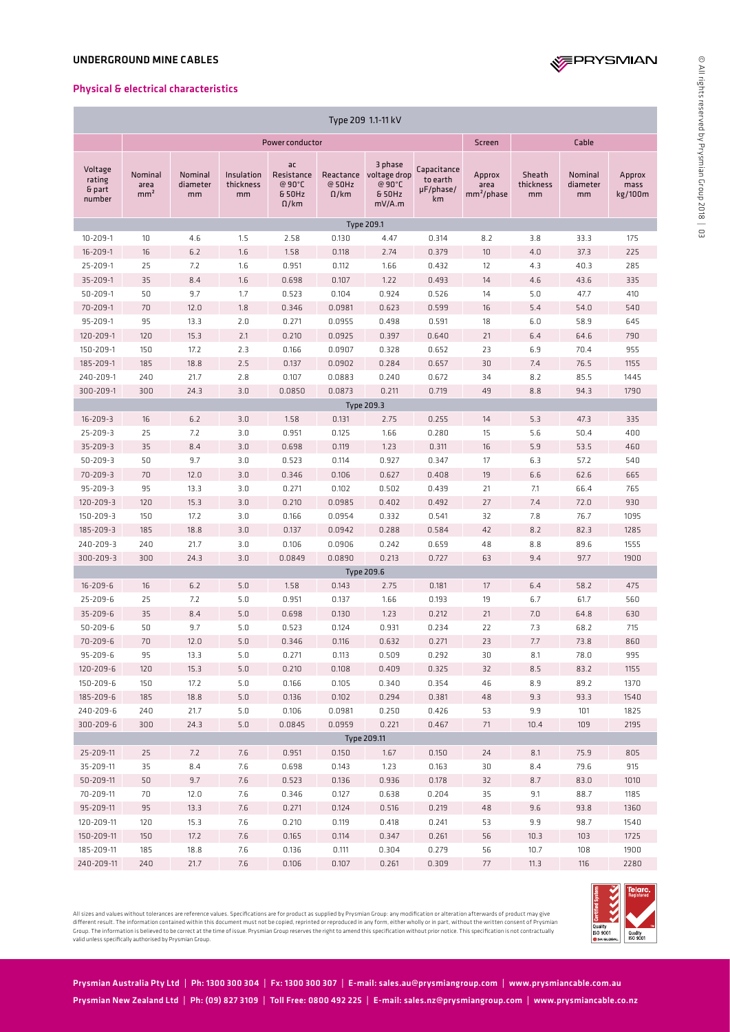## UNDERGROUND MINE CABLES

### Physical & electrical characteristics

| Type 209 1.1-11 kV | | | | | | | | | | | | |
|---|---|---|---|---|---|---|---|---|---|---|---|---|
| | Power conductor | | | | | | | Screen | Cable | | | |
| Voltage rating & part number | Nominal area mm² | Nominal diameter mm | Insulation thickness mm | ac Resistance @ 90°C & 50Hz Ω/km | Reactance @ 50Hz Ω/km | 3 phase voltage drop @ 90°C & 50Hz mV/A.m | Capacitance to earth µF/phase/km | Approx area mm²/phase | Sheath thickness mm | Nominal diameter mm | Approx mass kg/100m |
| **Type 209.1** | | | | | | | | | | | |
| 10-209-1 | 10 | 4.6 | 1.5 | 2.58 | 0.130 | 4.47 | 0.314 | 8.2 | 3.8 | 33.3 | 175 |
| 16-209-1 | 16 | 6.2 | 1.6 | 1.58 | 0.118 | 2.74 | 0.379 | 10 | 4.0 | 37.3 | 225 |
| 25-209-1 | 25 | 7.2 | 1.6 | 0.951 | 0.112 | 1.66 | 0.432 | 12 | 4.3 | 40.3 | 285 |
| 35-209-1 | 35 | 8.4 | 1.6 | 0.698 | 0.107 | 1.22 | 0.493 | 14 | 4.6 | 43.6 | 335 |
| 50-209-1 | 50 | 9.7 | 1.7 | 0.523 | 0.104 | 0.924 | 0.526 | 14 | 5.0 | 47.7 | 410 |
| 70-209-1 | 70 | 12.0 | 1.8 | 0.346 | 0.0981 | 0.623 | 0.599 | 16 | 5.4 | 54.0 | 540 |
| 95-209-1 | 95 | 13.3 | 2.0 | 0.271 | 0.0955 | 0.498 | 0.591 | 18 | 6.0 | 58.9 | 645 |
| 120-209-1 | 120 | 15.3 | 2.1 | 0.210 | 0.0925 | 0.397 | 0.640 | 21 | 6.4 | 64.6 | 790 |
| 150-209-1 | 150 | 17.2 | 2.3 | 0.166 | 0.0907 | 0.328 | 0.652 | 23 | 6.9 | 70.4 | 955 |
| 185-209-1 | 185 | 18.8 | 2.5 | 0.137 | 0.0902 | 0.284 | 0.657 | 30 | 7.4 | 76.5 | 1155 |
| 240-209-1 | 240 | 21.7 | 2.8 | 0.107 | 0.0883 | 0.240 | 0.672 | 34 | 8.2 | 85.5 | 1445 |
| 300-209-1 | 300 | 24.3 | 3.0 | 0.0850 | 0.0873 | 0.211 | 0.719 | 49 | 8.8 | 94.3 | 1790 |
| **Type 209.3** | | | | | | | | | | | |
| 16-209-3 | 16 | 6.2 | 3.0 | 1.58 | 0.131 | 2.75 | 0.255 | 14 | 5.3 | 47.3 | 335 |
| 25-209-3 | 25 | 7.2 | 3.0 | 0.951 | 0.125 | 1.66 | 0.280 | 15 | 5.6 | 50.4 | 400 |
| 35-209-3 | 35 | 8.4 | 3.0 | 0.698 | 0.119 | 1.23 | 0.311 | 16 | 5.9 | 53.5 | 460 |
| 50-209-3 | 50 | 9.7 | 3.0 | 0.523 | 0.114 | 0.927 | 0.347 | 17 | 6.3 | 57.2 | 540 |
| 70-209-3 | 70 | 12.0 | 3.0 | 0.346 | 0.106 | 0.627 | 0.408 | 19 | 6.6 | 62.6 | 665 |
| 95-209-3 | 95 | 13.3 | 3.0 | 0.271 | 0.102 | 0.502 | 0.439 | 21 | 7.1 | 66.4 | 765 |
| 120-209-3 | 120 | 15.3 | 3.0 | 0.210 | 0.0985 | 0.402 | 0.492 | 27 | 7.4 | 72.0 | 930 |
| 150-209-3 | 150 | 17.2 | 3.0 | 0.166 | 0.0954 | 0.332 | 0.541 | 32 | 7.8 | 76.7 | 1095 |
| 185-209-3 | 185 | 18.8 | 3.0 | 0.137 | 0.0942 | 0.288 | 0.584 | 42 | 8.2 | 82.3 | 1285 |
| 240-209-3 | 240 | 21.7 | 3.0 | 0.106 | 0.0906 | 0.242 | 0.659 | 48 | 8.8 | 89.6 | 1555 |
| 300-209-3 | 300 | 24.3 | 3.0 | 0.0849 | 0.0890 | 0.213 | 0.727 | 63 | 9.4 | 97.7 | 1900 |
| **Type 209.6** | | | | | | | | | | | |
| 16-209-6 | 16 | 6.2 | 5.0 | 1.58 | 0.143 | 2.75 | 0.181 | 17 | 6.4 | 58.2 | 475 |
| 25-209-6 | 25 | 7.2 | 5.0 | 0.951 | 0.137 | 1.66 | 0.193 | 19 | 6.7 | 61.7 | 560 |
| 35-209-6 | 35 | 8.4 | 5.0 | 0.698 | 0.130 | 1.23 | 0.212 | 21 | 7.0 | 64.8 | 630 |
| 50-209-6 | 50 | 9.7 | 5.0 | 0.523 | 0.124 | 0.931 | 0.234 | 22 | 7.3 | 68.2 | 715 |
| 70-209-6 | 70 | 12.0 | 5.0 | 0.346 | 0.116 | 0.632 | 0.271 | 23 | 7.7 | 73.8 | 860 |
| 95-209-6 | 95 | 13.3 | 5.0 | 0.271 | 0.113 | 0.509 | 0.292 | 30 | 8.1 | 78.0 | 995 |
| 120-209-6 | 120 | 15.3 | 5.0 | 0.210 | 0.108 | 0.409 | 0.325 | 32 | 8.5 | 83.2 | 1155 |
| 150-209-6 | 150 | 17.2 | 5.0 | 0.166 | 0.105 | 0.340 | 0.354 | 46 | 8.9 | 89.2 | 1370 |
| 185-209-6 | 185 | 18.8 | 5.0 | 0.136 | 0.102 | 0.294 | 0.381 | 48 | 9.3 | 93.3 | 1540 |
| 240-209-6 | 240 | 21.7 | 5.0 | 0.106 | 0.0981 | 0.250 | 0.426 | 53 | 9.9 | 101 | 1825 |
| 300-209-6 | 300 | 24.3 | 5.0 | 0.0845 | 0.0959 | 0.221 | 0.467 | 71 | 10.4 | 109 | 2195 |
| **Type 209.11** | | | | | | | | | | | |
| 25-209-11 | 25 | 7.2 | 7.6 | 0.951 | 0.150 | 1.67 | 0.150 | 24 | 8.1 | 75.9 | 805 |
| 35-209-11 | 35 | 8.4 | 7.6 | 0.698 | 0.143 | 1.23 | 0.163 | 30 | 8.4 | 79.6 | 915 |
| 50-209-11 | 50 | 9.7 | 7.6 | 0.523 | 0.136 | 0.936 | 0.178 | 32 | 8.7 | 83.0 | 1010 |
| 70-209-11 | 70 | 12.0 | 7.6 | 0.346 | 0.127 | 0.638 | 0.204 | 35 | 9.1 | 88.7 | 1185 |
| 95-209-11 | 95 | 13.3 | 7.6 | 0.271 | 0.124 | 0.516 | 0.219 | 48 | 9.6 | 93.8 | 1360 |
| 120-209-11 | 120 | 15.3 | 7.6 | 0.210 | 0.119 | 0.418 | 0.241 | 53 | 9.9 | 98.7 | 1540 |
| 150-209-11 | 150 | 17.2 | 7.6 | 0.165 | 0.114 | 0.347 | 0.261 | 56 | 10.3 | 103 | 1725 |
| 185-209-11 | 185 | 18.8 | 7.6 | 0.136 | 0.111 | 0.304 | 0.279 | 56 | 10.7 | 108 | 1900 |
| 240-209-11 | 240 | 21.7 | 7.6 | 0.106 | 0.107 | 0.261 | 0.309 | 77 | 11.3 | 116 | 2280 |

All sizes and values without tolerances are reference values. Specifications are for product as supplied by Prysmian Group: any modification or alteration afterwards of product may give different result. The information contained within this document must not be copied, reprinted or reproduced in any form, either wholly or in part, without the written consent of Prysmian Group. The information is believed to be correct at the time of issue. Prysmian Group reserves the right to amend this specification without prior notice. This specification is not contractually valid unless specifically authorised by Prysmian Group.

Prysmian Australia Pty Ltd | Ph: 1300 300 304 | Fx: 1300 300 307 | E-mail: sales.au@prysmiangroup.com | www.prysmiancable.com.au

Prysmian New Zealand Ltd | Ph: (09) 827 3109 | Toll Free: 0800 492 225 | E-mail: sales.nz@prysmiangroup.com | www.prysmiancable.co.nz